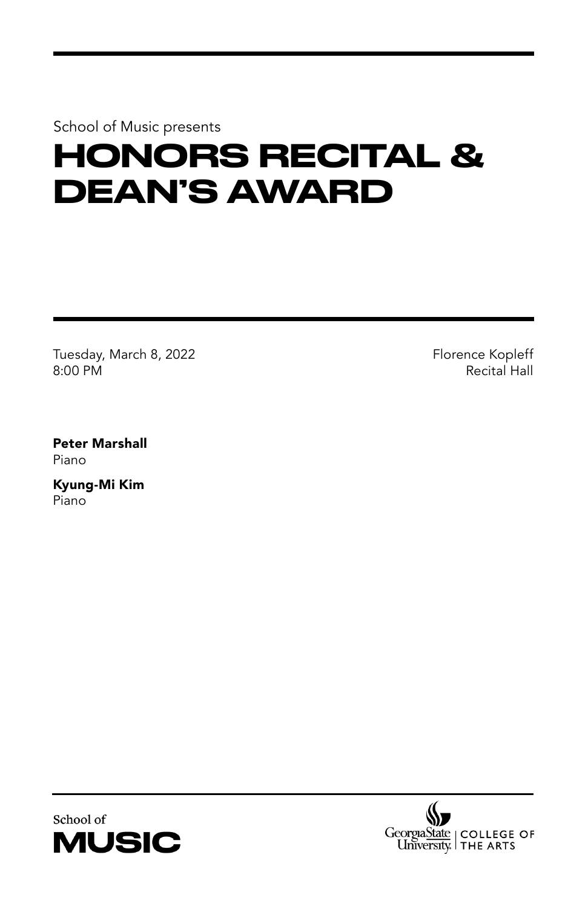School of Music presents

# HONORS RECITAL & DEAN'S AWARD

Tuesday, March 8, 2022
8:00 PM

Florence Kopleff
Recital Hall

**Peter Marshall**
Piano

**Kyung-Mi Kim**
Piano

School of
**MUSIC**

Georgia State University | COLLEGE OF THE ARTS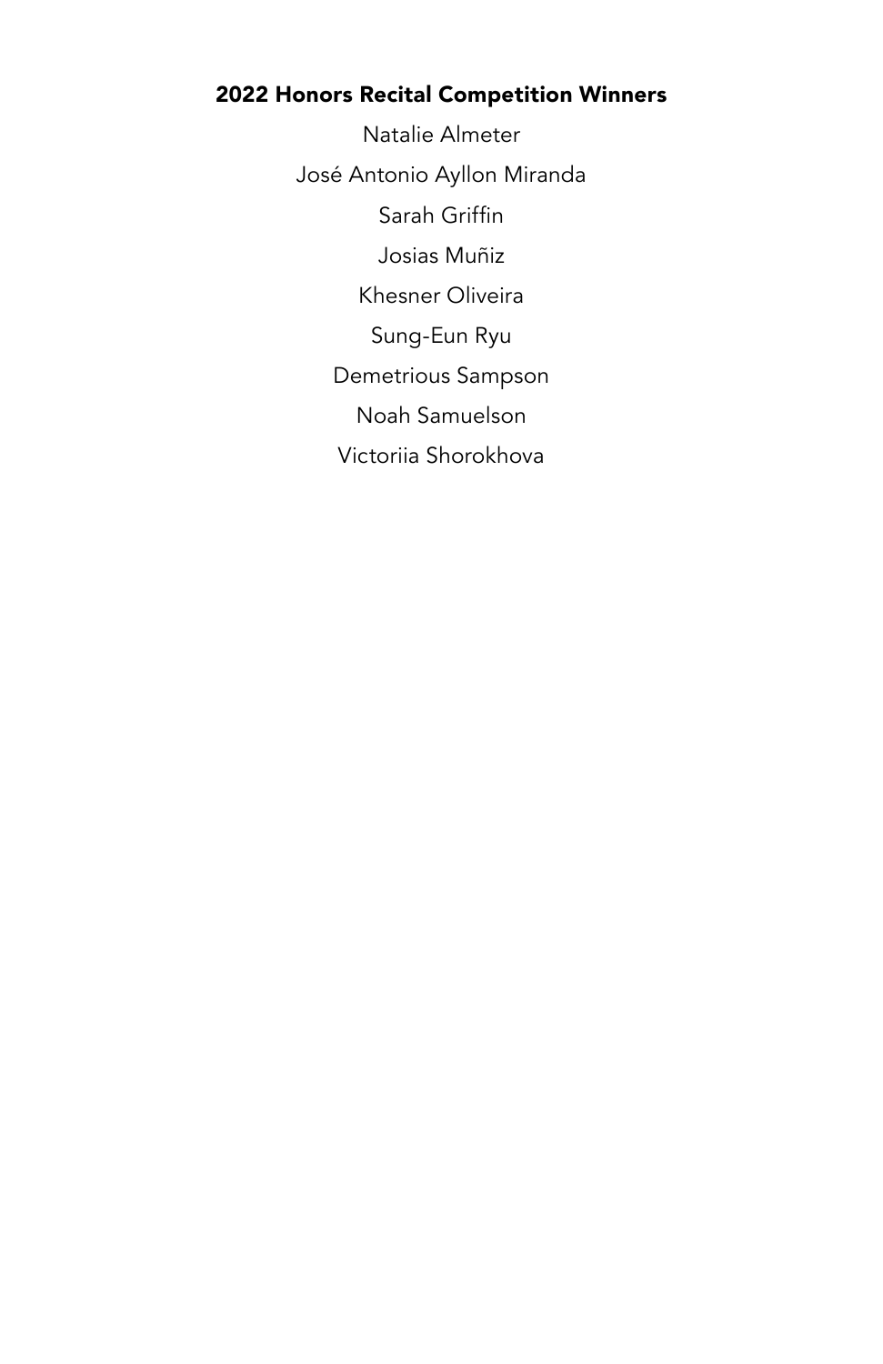**2022 Honors Recital Competition Winners**

Natalie Almeter

José Antonio Ayllon Miranda

Sarah Griffin

Josias Muñiz

Khesner Oliveira

Sung-Eun Ryu

Demetrious Sampson

Noah Samuelson

Victoriia Shorokhova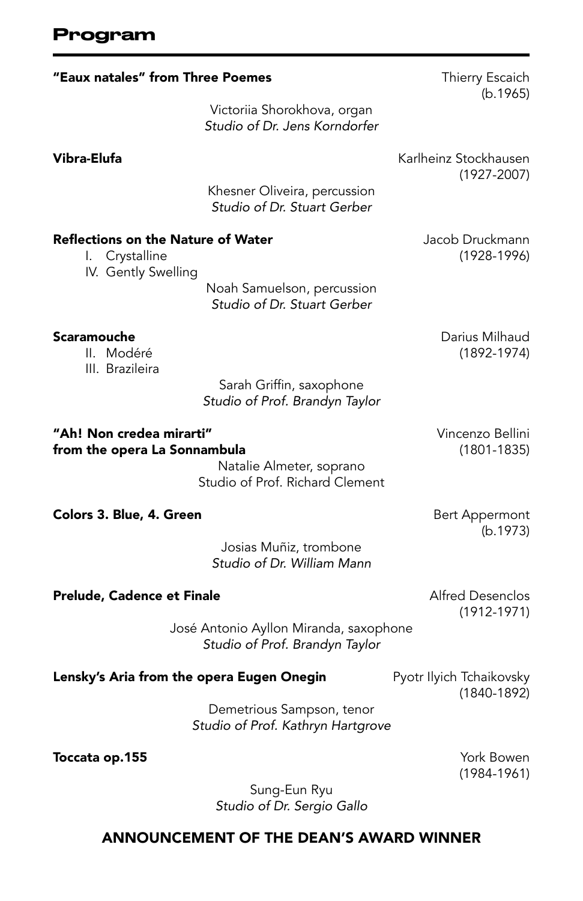## Program

**"Eaux natales" from Three Poemes** — Thierry Escaich (b.1965)

Victoriia Shorokhova, organ
*Studio of Dr. Jens Korndorfer*

**Vibra-Elufa** — Karlheinz Stockhausen (1927-2007)

Khesner Oliveira, percussion
*Studio of Dr. Stuart Gerber*

**Reflections on the Nature of Water** — Jacob Druckmann (1928-1996)

I. Crystalline
IV. Gently Swelling

Noah Samuelson, percussion
*Studio of Dr. Stuart Gerber*

**Scaramouche** — Darius Milhaud (1892-1974)

II. Modéré
III. Brazileira

Sarah Griffin, saxophone
*Studio of Prof. Brandyn Taylor*

**"Ah! Non credea mirarti" from the opera La Sonnambula** — Vincenzo Bellini (1801-1835)

Natalie Almeter, soprano
Studio of Prof. Richard Clement

**Colors 3. Blue, 4. Green** — Bert Appermont (b.1973)

Josias Muñiz, trombone
*Studio of Dr. William Mann*

**Prelude, Cadence et Finale** — Alfred Desenclos (1912-1971)

José Antonio Ayllon Miranda, saxophone
*Studio of Prof. Brandyn Taylor*

**Lensky's Aria from the opera Eugen Onegin** — Pyotr Ilyich Tchaikovsky (1840-1892)

Demetrious Sampson, tenor
*Studio of Prof. Kathryn Hartgrove*

**Toccata op.155** — York Bowen (1984-1961)

Sung-Eun Ryu
*Studio of Dr. Sergio Gallo*

**ANNOUNCEMENT OF THE DEAN'S AWARD WINNER**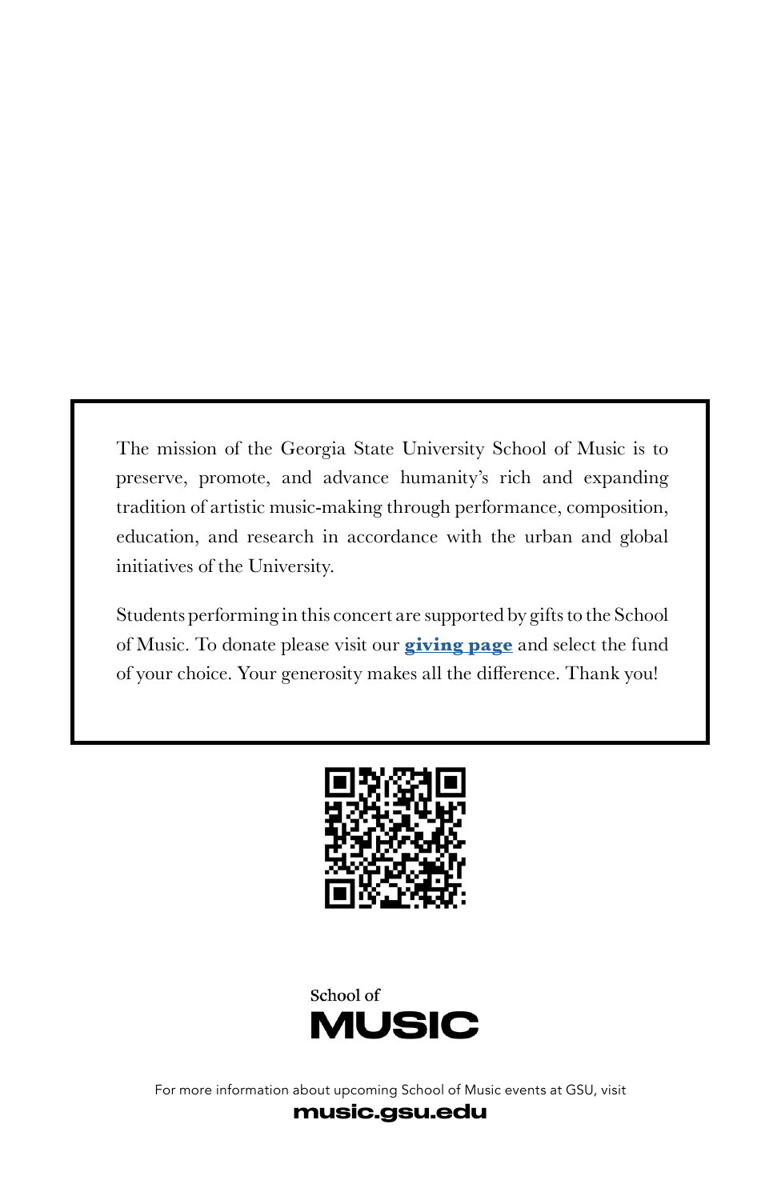The mission of the Georgia State University School of Music is to preserve, promote, and advance humanity's rich and expanding tradition of artistic music-making through performance, composition, education, and research in accordance with the urban and global initiatives of the University.

Students performing in this concert are supported by gifts to the School of Music. To donate please visit our **giving page** and select the fund of your choice. Your generosity makes all the difference. Thank you!

School of
**MUSIC**

For more information about upcoming School of Music events at GSU, visit
**music.gsu.edu**